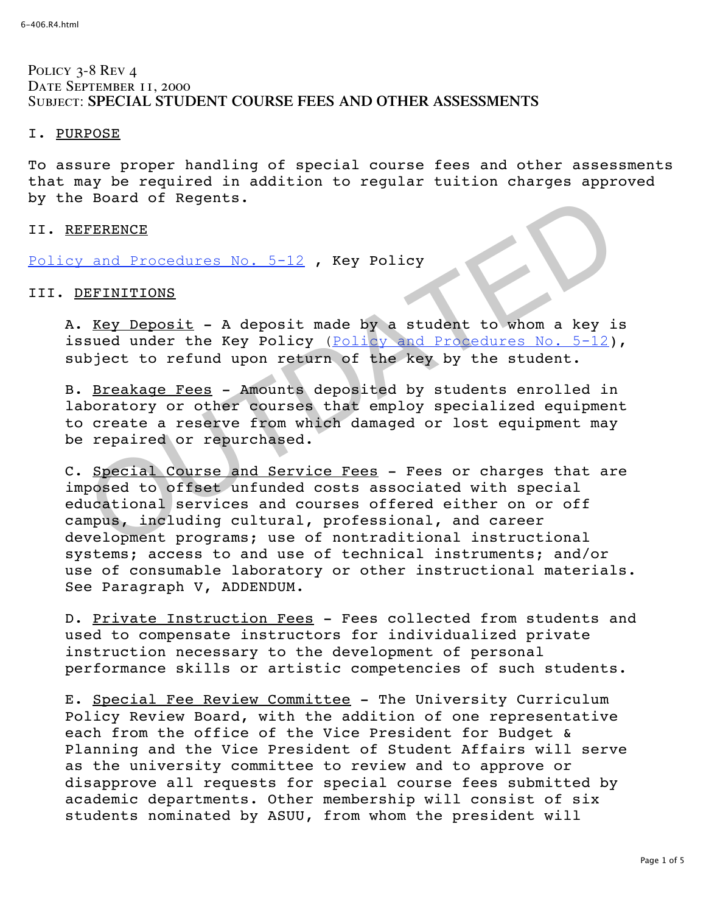Policy 3-8 Rev 4
Date September 11, 2000
Subject: **SPECIAL STUDENT COURSE FEES AND OTHER ASSESSMENTS**

I. PURPOSE

To assure proper handling of special course fees and other assessments that may be required in addition to regular tuition charges approved by the Board of Regents.

II. REFERENCE

Policy and Procedures No. 5-12 , Key Policy

III. DEFINITIONS

A. Key Deposit - A deposit made by a student to whom a key is issued under the Key Policy (Policy and Procedures No. 5-12), subject to refund upon return of the key by the student.

B. Breakage Fees - Amounts deposited by students enrolled in laboratory or other courses that employ specialized equipment to create a reserve from which damaged or lost equipment may be repaired or repurchased.

C. Special Course and Service Fees - Fees or charges that are imposed to offset unfunded costs associated with special educational services and courses offered either on or off campus, including cultural, professional, and career development programs; use of nontraditional instructional systems; access to and use of technical instruments; and/or use of consumable laboratory or other instructional materials. See Paragraph V, ADDENDUM.

D. Private Instruction Fees - Fees collected from students and used to compensate instructors for individualized private instruction necessary to the development of personal performance skills or artistic competencies of such students.

E. Special Fee Review Committee - The University Curriculum Policy Review Board, with the addition of one representative each from the office of the Vice President for Budget & Planning and the Vice President of Student Affairs will serve as the university committee to review and to approve or disapprove all requests for special course fees submitted by academic departments. Other membership will consist of six students nominated by ASUU, from whom the president will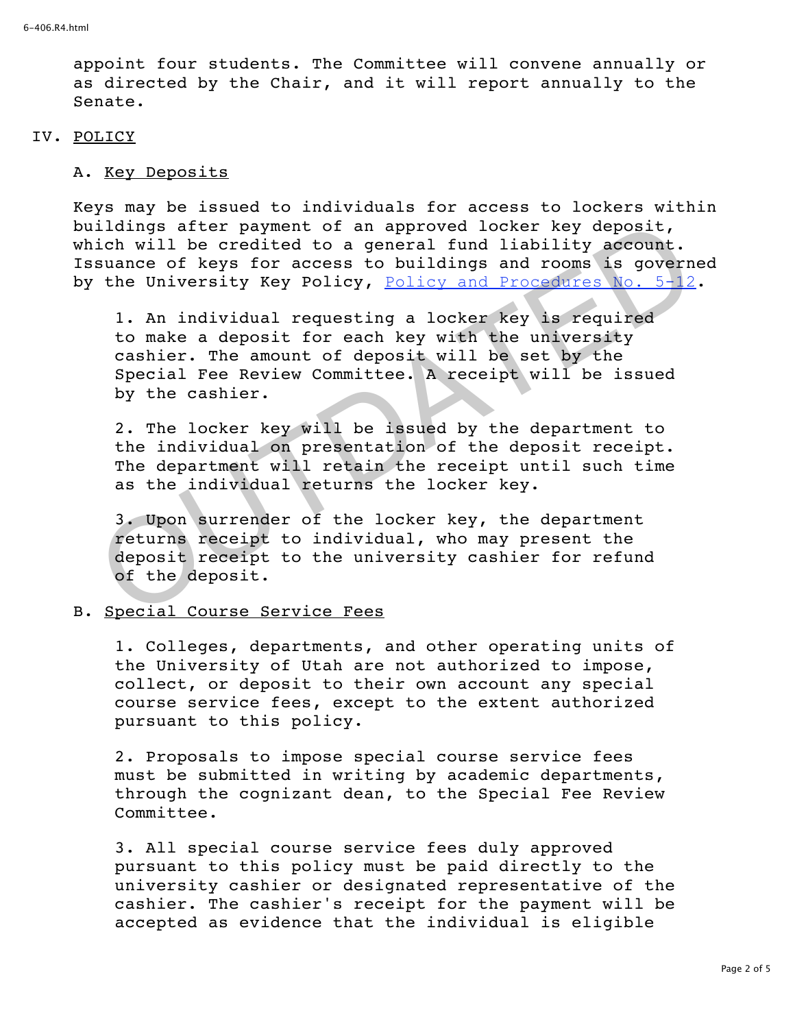appoint four students. The Committee will convene annually or as directed by the Chair, and it will report annually to the Senate.

IV. POLICY

A. Key Deposits

Keys may be issued to individuals for access to lockers within buildings after payment of an approved locker key deposit, which will be credited to a general fund liability account. Issuance of keys for access to buildings and rooms is governed by the University Key Policy, Policy and Procedures No. 5-12.

1. An individual requesting a locker key is required to make a deposit for each key with the university cashier. The amount of deposit will be set by the Special Fee Review Committee. A receipt will be issued by the cashier.

2. The locker key will be issued by the department to the individual on presentation of the deposit receipt. The department will retain the receipt until such time as the individual returns the locker key.

3. Upon surrender of the locker key, the department returns receipt to individual, who may present the deposit receipt to the university cashier for refund of the deposit.

B. Special Course Service Fees

1. Colleges, departments, and other operating units of the University of Utah are not authorized to impose, collect, or deposit to their own account any special course service fees, except to the extent authorized pursuant to this policy.

2. Proposals to impose special course service fees must be submitted in writing by academic departments, through the cognizant dean, to the Special Fee Review Committee.

3. All special course service fees duly approved pursuant to this policy must be paid directly to the university cashier or designated representative of the cashier. The cashier's receipt for the payment will be accepted as evidence that the individual is eligible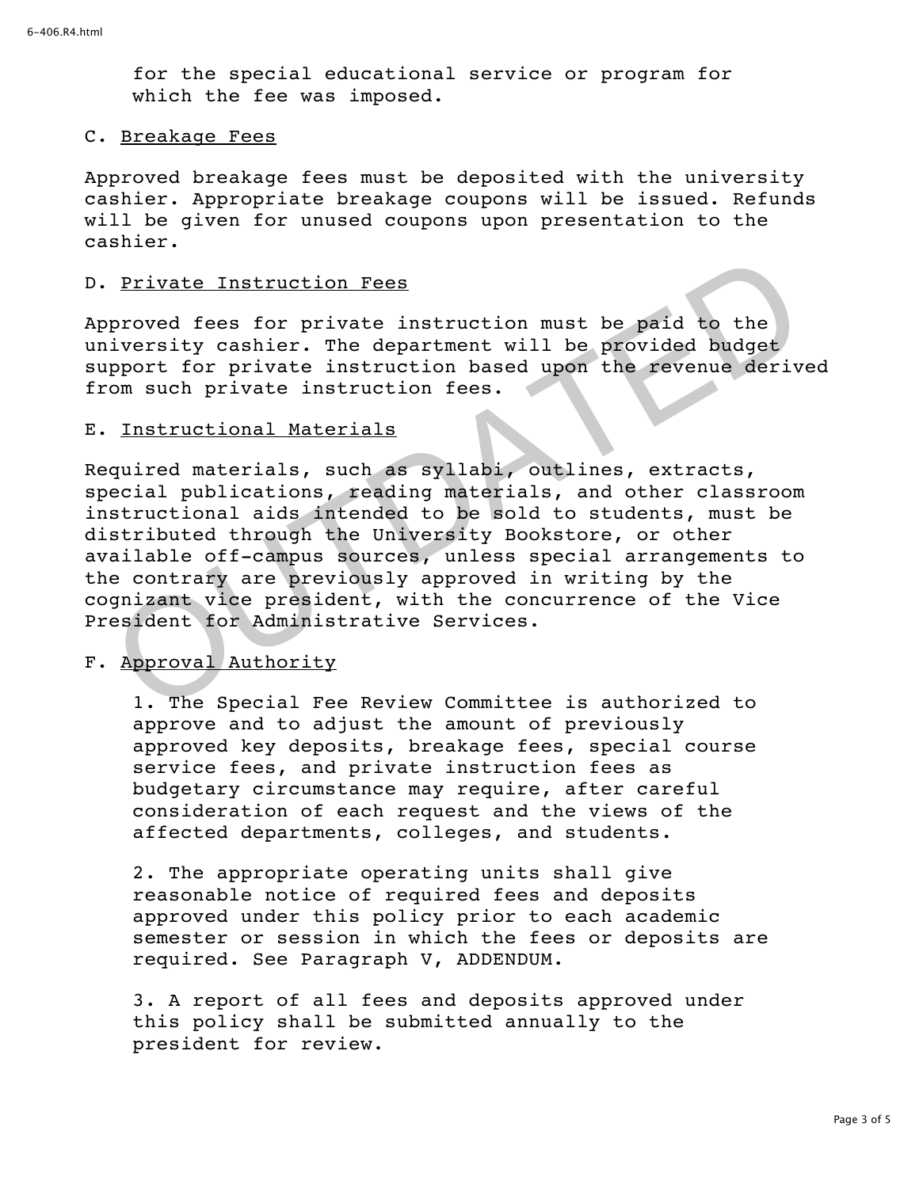for the special educational service or program for which the fee was imposed.

C. <u>Breakage Fees</u>

Approved breakage fees must be deposited with the university cashier. Appropriate breakage coupons will be issued. Refunds will be given for unused coupons upon presentation to the cashier.

D. <u>Private Instruction Fees</u>

Approved fees for private instruction must be paid to the university cashier. The department will be provided budget support for private instruction based upon the revenue derived from such private instruction fees.

E. <u>Instructional Materials</u>

Required materials, such as syllabi, outlines, extracts, special publications, reading materials, and other classroom instructional aids intended to be sold to students, must be distributed through the University Bookstore, or other available off-campus sources, unless special arrangements to the contrary are previously approved in writing by the cognizant vice president, with the concurrence of the Vice President for Administrative Services.

F. <u>Approval Authority</u>

1. The Special Fee Review Committee is authorized to approve and to adjust the amount of previously approved key deposits, breakage fees, special course service fees, and private instruction fees as budgetary circumstance may require, after careful consideration of each request and the views of the affected departments, colleges, and students.

2. The appropriate operating units shall give reasonable notice of required fees and deposits approved under this policy prior to each academic semester or session in which the fees or deposits are required. See Paragraph V, ADDENDUM.

3. A report of all fees and deposits approved under this policy shall be submitted annually to the president for review.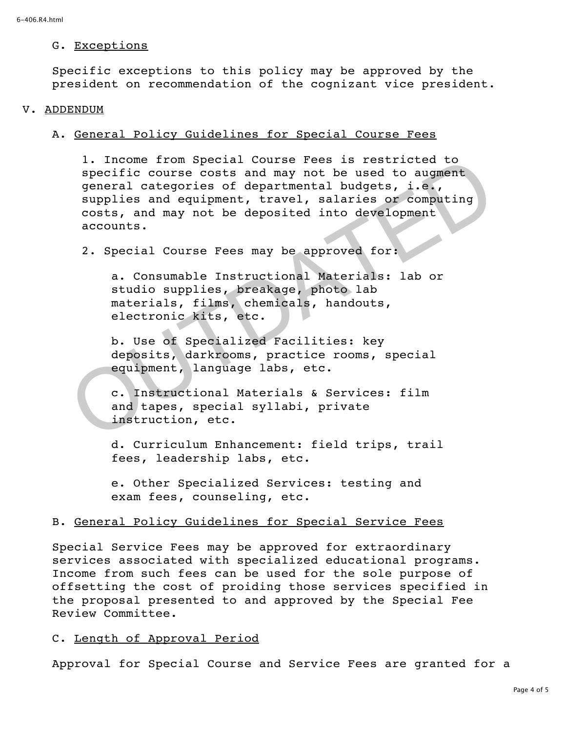G. Exceptions

Specific exceptions to this policy may be approved by the president on recommendation of the cognizant vice president.

## V. ADDENDUM

### A. General Policy Guidelines for Special Course Fees

1. Income from Special Course Fees is restricted to specific course costs and may not be used to augment general categories of departmental budgets, i.e., supplies and equipment, travel, salaries or computing costs, and may not be deposited into development accounts.

2. Special Course Fees may be approved for:

   a. Consumable Instructional Materials: lab or studio supplies, breakage, photo lab materials, films, chemicals, handouts, electronic kits, etc.

   b. Use of Specialized Facilities: key deposits, darkrooms, practice rooms, special equipment, language labs, etc.

   c. Instructional Materials & Services: film and tapes, special syllabi, private instruction, etc.

   d. Curriculum Enhancement: field trips, trail fees, leadership labs, etc.

   e. Other Specialized Services: testing and exam fees, counseling, etc.

### B. General Policy Guidelines for Special Service Fees

Special Service Fees may be approved for extraordinary services associated with specialized educational programs. Income from such fees can be used for the sole purpose of offsetting the cost of proiding those services specified in the proposal presented to and approved by the Special Fee Review Committee.

### C. Length of Approval Period

Approval for Special Course and Service Fees are granted for a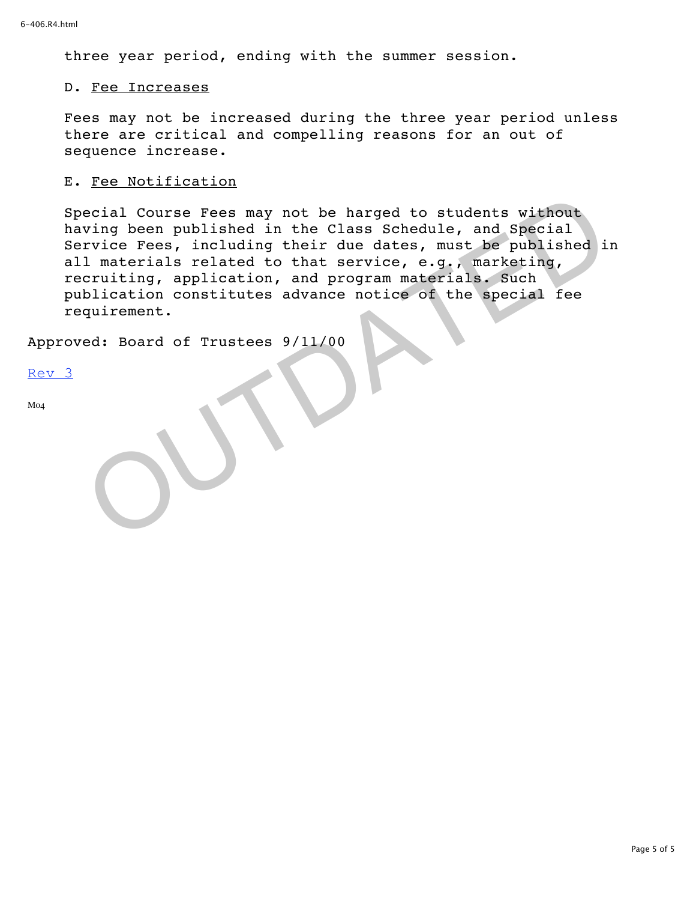three year period, ending with the summer session.

D. Fee Increases

Fees may not be increased during the three year period unless there are critical and compelling reasons for an out of sequence increase.

E. Fee Notification

Special Course Fees may not be harged to students without having been published in the Class Schedule, and Special Service Fees, including their due dates, must be published in all materials related to that service, e.g., marketing, recruiting, application, and program materials. Such publication constitutes advance notice of the special fee requirement.

Approved: Board of Trustees 9/11/00

Rev 3

M04